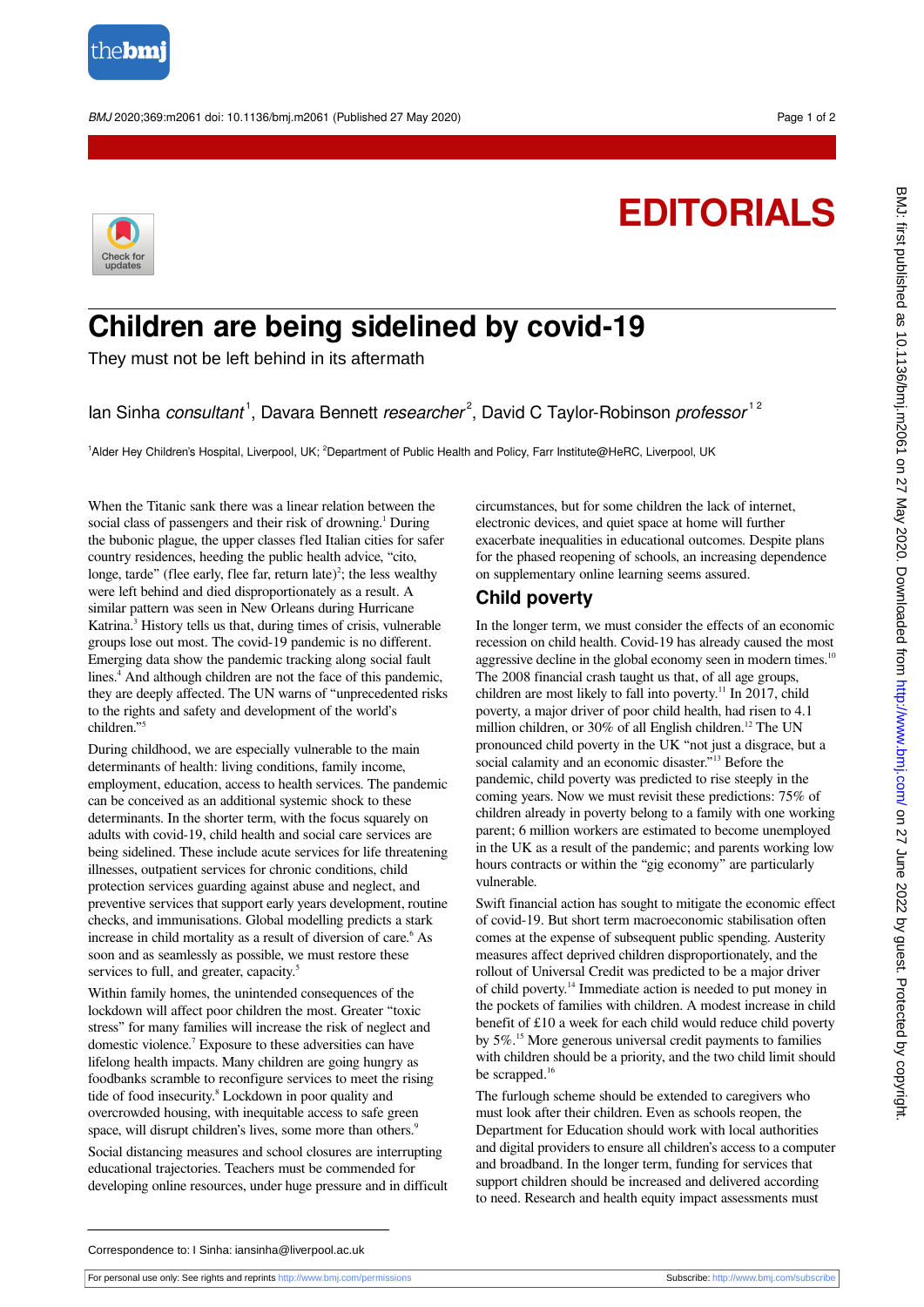EDITORIALS

# Children are being sidelined by covid-19

They must not be left behind in its aftermath

Ian Sinha *consultant*[1], Davara Bennett *researcher*[2], David C Taylor-Robinson *professor*[1,2]

[1]Alder Hey Children's Hospital, Liverpool, UK; [2]Department of Public Health and Policy, Farr Institute@HeRC, Liverpool, UK

When the Titanic sank there was a linear relation between the social class of passengers and their risk of drowning.[1] During the bubonic plague, the upper classes fled Italian cities for safer country residences, heeding the public health advice, "cito, longe, tarde" (flee early, flee far, return late)[2]; the less wealthy were left behind and died disproportionately as a result. A similar pattern was seen in New Orleans during Hurricane Katrina.[3] History tells us that, during times of crisis, vulnerable groups lose out most. The covid-19 pandemic is no different. Emerging data show the pandemic tracking along social fault lines.[4] And although children are not the face of this pandemic, they are deeply affected. The UN warns of "unprecedented risks to the rights and safety and development of the world's children."[5]

During childhood, we are especially vulnerable to the main determinants of health: living conditions, family income, employment, education, access to health services. The pandemic can be conceived as an additional systemic shock to these determinants. In the shorter term, with the focus squarely on adults with covid-19, child health and social care services are being sidelined. These include acute services for life threatening illnesses, outpatient services for chronic conditions, child protection services guarding against abuse and neglect, and preventive services that support early years development, routine checks, and immunisations. Global modelling predicts a stark increase in child mortality as a result of diversion of care.[6] As soon and as seamlessly as possible, we must restore these services to full, and greater, capacity.[5]

Within family homes, the unintended consequences of the lockdown will affect poor children the most. Greater "toxic stress" for many families will increase the risk of neglect and domestic violence.[7] Exposure to these adversities can have lifelong health impacts. Many children are going hungry as foodbanks scramble to reconfigure services to meet the rising tide of food insecurity.[8] Lockdown in poor quality and overcrowded housing, with inequitable access to safe green space, will disrupt children's lives, some more than others.[9]

Social distancing measures and school closures are interrupting educational trajectories. Teachers must be commended for developing online resources, under huge pressure and in difficult circumstances, but for some children the lack of internet, electronic devices, and quiet space at home will further exacerbate inequalities in educational outcomes. Despite plans for the phased reopening of schools, an increasing dependence on supplementary online learning seems assured.

## Child poverty

In the longer term, we must consider the effects of an economic recession on child health. Covid-19 has already caused the most aggressive decline in the global economy seen in modern times.[10] The 2008 financial crash taught us that, of all age groups, children are most likely to fall into poverty.[11] In 2017, child poverty, a major driver of poor child health, had risen to 4.1 million children, or 30% of all English children.[12] The UN pronounced child poverty in the UK "not just a disgrace, but a social calamity and an economic disaster."[13] Before the pandemic, child poverty was predicted to rise steeply in the coming years. Now we must revisit these predictions: 75% of children already in poverty belong to a family with one working parent; 6 million workers are estimated to become unemployed in the UK as a result of the pandemic; and parents working low hours contracts or within the "gig economy" are particularly vulnerable.

Swift financial action has sought to mitigate the economic effect of covid-19. But short term macroeconomic stabilisation often comes at the expense of subsequent public spending. Austerity measures affect deprived children disproportionately, and the rollout of Universal Credit was predicted to be a major driver of child poverty.[14] Immediate action is needed to put money in the pockets of families with children. A modest increase in child benefit of £10 a week for each child would reduce child poverty by 5%.[15] More generous universal credit payments to families with children should be a priority, and the two child limit should be scrapped.[16]

The furlough scheme should be extended to caregivers who must look after their children. Even as schools reopen, the Department for Education should work with local authorities and digital providers to ensure all children's access to a computer and broadband. In the longer term, funding for services that support children should be increased and delivered according to need. Research and health equity impact assessments must

Correspondence to: I Sinha: iansinha@liverpool.ac.uk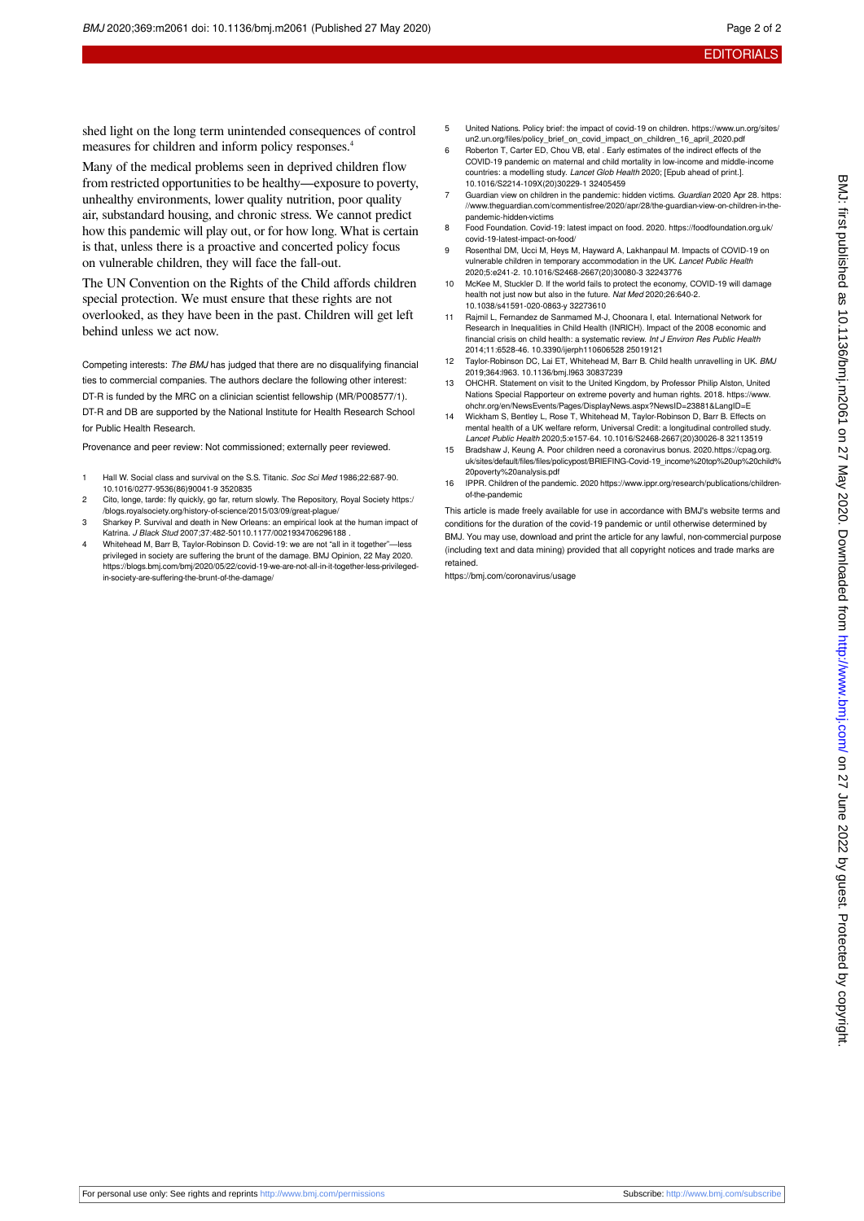shed light on the long term unintended consequences of control measures for children and inform policy responses.[4]

Many of the medical problems seen in deprived children flow from restricted opportunities to be healthy—exposure to poverty, unhealthy environments, lower quality nutrition, poor quality air, substandard housing, and chronic stress. We cannot predict how this pandemic will play out, or for how long. What is certain is that, unless there is a proactive and concerted policy focus on vulnerable children, they will face the fall-out.

The UN Convention on the Rights of the Child affords children special protection. We must ensure that these rights are not overlooked, as they have been in the past. Children will get left behind unless we act now.

Competing interests: *The BMJ* has judged that there are no disqualifying financial ties to commercial companies. The authors declare the following other interest: DT-R is funded by the MRC on a clinician scientist fellowship (MR/P008577/1). DT-R and DB are supported by the National Institute for Health Research School for Public Health Research.

Provenance and peer review: Not commissioned; externally peer reviewed.

1. Hall W. Social class and survival on the S.S. Titanic. *Soc Sci Med* 1986;22:687-90. 10.1016/0277-9536(86)90041-9 3520835
2. Cito, longe, tarde: fly quickly, go far, return slowly. The Repository, Royal Society https://blogs.royalsociety.org/history-of-science/2015/03/09/great-plague/
3. Sharkey P. Survival and death in New Orleans: an empirical look at the human impact of Katrina. *J Black Stud* 2007;37:482-50110.1177/0021934706296188 .
4. Whitehead M, Barr B, Taylor-Robinson D. Covid-19: we are not "all in it together"—less privileged in society are suffering the brunt of the damage. BMJ Opinion, 22 May 2020. https://blogs.bmj.com/bmj/2020/05/22/covid-19-we-are-not-all-in-it-together-less-privileged-in-society-are-suffering-the-brunt-of-the-damage/
5. United Nations. Policy brief: the impact of covid-19 on children. https://www.un.org/sites/un2.un.org/files/policy_brief_on_covid_impact_on_children_16_april_2020.pdf
6. Roberton T, Carter ED, Chou VB, etal . Early estimates of the indirect effects of the COVID-19 pandemic on maternal and child mortality in low-income and middle-income countries: a modelling study. *Lancet Glob Health* 2020; [Epub ahead of print.]. 10.1016/S2214-109X(20)30229-1 32405459
7. Guardian view on children in the pandemic: hidden victims. *Guardian* 2020 Apr 28. https://www.theguardian.com/commentisfree/2020/apr/28/the-guardian-view-on-children-in-the-pandemic-hidden-victims
8. Food Foundation. Covid-19: latest impact on food. 2020. https://foodfoundation.org.uk/covid-19-latest-impact-on-food/
9. Rosenthal DM, Ucci M, Heys M, Hayward A, Lakhanpaul M. Impacts of COVID-19 on vulnerable children in temporary accommodation in the UK. *Lancet Public Health* 2020;5:e241-2. 10.1016/S2468-2667(20)30080-3 32243776
10. McKee M, Stuckler D. If the world fails to protect the economy, COVID-19 will damage health not just now but also in the future. *Nat Med* 2020;26:640-2. 10.1038/s41591-020-0863-y 32273610
11. Rajmil L, Fernandez de Sanmamed M-J, Choonara I, etal. International Network for Research in Inequalities in Child Health (INRICH). Impact of the 2008 economic and financial crisis on child health: a systematic review. *Int J Environ Res Public Health* 2014;11:6528-46. 10.3390/ijerph110606528 25019121
12. Taylor-Robinson DC, Lai ET, Whitehead M, Barr B. Child health unravelling in UK. *BMJ* 2019;364:l963. 10.1136/bmj.l963 30837239
13. OHCHR. Statement on visit to the United Kingdom, by Professor Philip Alston, United Nations Special Rapporteur on extreme poverty and human rights. 2018. https://www.ohchr.org/en/NewsEvents/Pages/DisplayNews.aspx?NewsID=23881&LangID=E
14. Wickham S, Bentley L, Rose T, Whitehead M, Taylor-Robinson D, Barr B. Effects on mental health of a UK welfare reform, Universal Credit: a longitudinal controlled study. *Lancet Public Health* 2020;5:e157-64. 10.1016/S2468-2667(20)30026-8 32113519
15. Bradshaw J, Keung A. Poor children need a coronavirus bonus. 2020.https://cpag.org.uk/sites/default/files/files/policypost/BRIEFING-Covid-19_income%20top%20up%20child%20poverty%20analysis.pdf
16. IPPR. Children of the pandemic. 2020 https://www.ippr.org/research/publications/children-of-the-pandemic

This article is made freely available for use in accordance with BMJ's website terms and conditions for the duration of the covid-19 pandemic or until otherwise determined by BMJ. You may use, download and print the article for any lawful, non-commercial purpose (including text and data mining) provided that all copyright notices and trade marks are retained.

https://bmj.com/coronavirus/usage